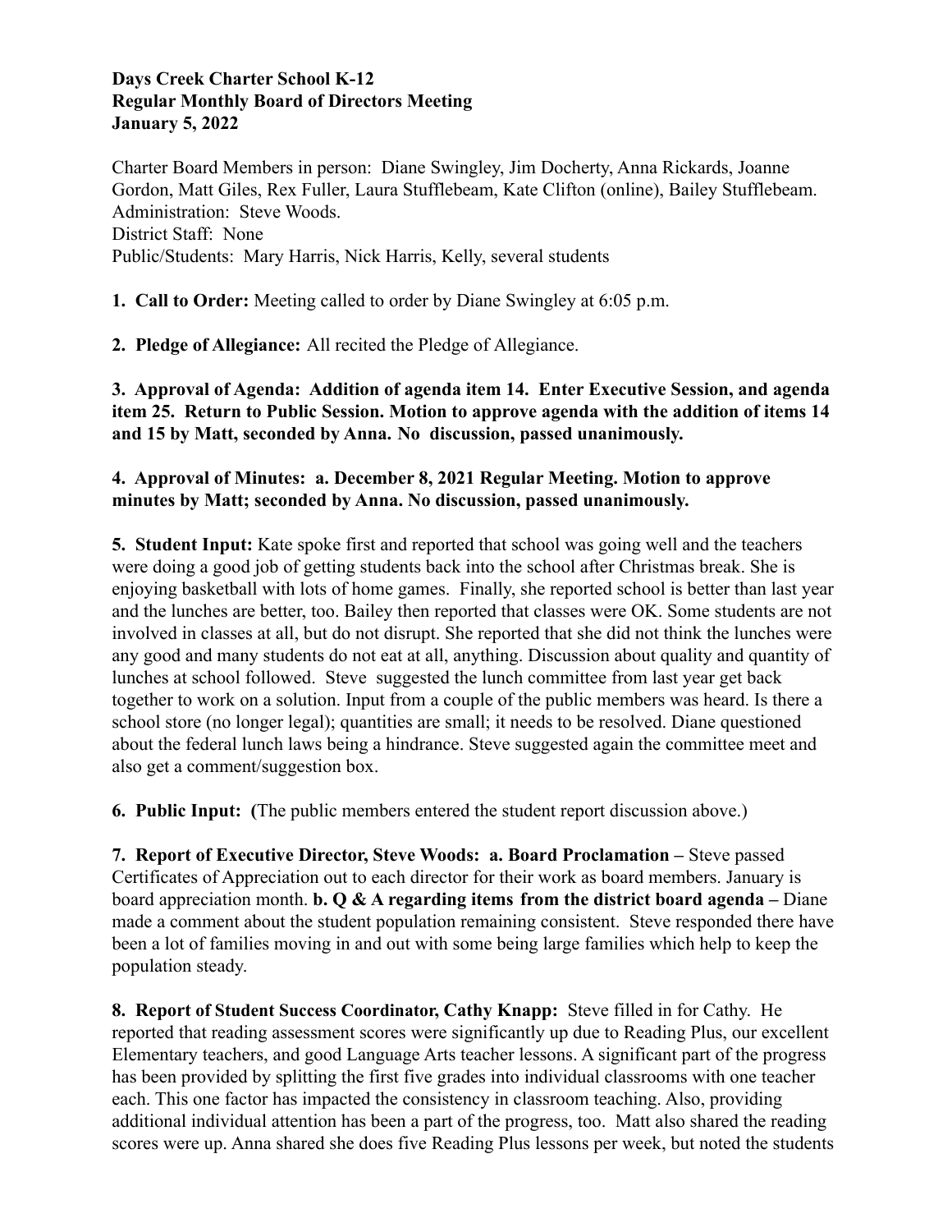**Days Creek Charter School K-12**
**Regular Monthly Board of Directors Meeting**
**January 5, 2022**

Charter Board Members in person: Diane Swingley, Jim Docherty, Anna Rickards, Joanne Gordon, Matt Giles, Rex Fuller, Laura Stufflebeam, Kate Clifton (online), Bailey Stufflebeam.
Administration: Steve Woods.
District Staff: None
Public/Students: Mary Harris, Nick Harris, Kelly, several students

**1. Call to Order:** Meeting called to order by Diane Swingley at 6:05 p.m.

**2. Pledge of Allegiance:** All recited the Pledge of Allegiance.

**3. Approval of Agenda: Addition of agenda item 14. Enter Executive Session, and agenda item 25. Return to Public Session. Motion to approve agenda with the addition of items 14 and 15 by Matt, seconded by Anna. No discussion, passed unanimously.**

**4. Approval of Minutes: a. December 8, 2021 Regular Meeting. Motion to approve minutes by Matt; seconded by Anna. No discussion, passed unanimously.**

**5. Student Input:** Kate spoke first and reported that school was going well and the teachers were doing a good job of getting students back into the school after Christmas break. She is enjoying basketball with lots of home games. Finally, she reported school is better than last year and the lunches are better, too. Bailey then reported that classes were OK. Some students are not involved in classes at all, but do not disrupt. She reported that she did not think the lunches were any good and many students do not eat at all, anything. Discussion about quality and quantity of lunches at school followed. Steve suggested the lunch committee from last year get back together to work on a solution. Input from a couple of the public members was heard. Is there a school store (no longer legal); quantities are small; it needs to be resolved. Diane questioned about the federal lunch laws being a hindrance. Steve suggested again the committee meet and also get a comment/suggestion box.

**6. Public Input: (**The public members entered the student report discussion above.)

**7. Report of Executive Director, Steve Woods: a. Board Proclamation –** Steve passed Certificates of Appreciation out to each director for their work as board members. January is board appreciation month. **b. Q & A regarding items from the district board agenda –** Diane made a comment about the student population remaining consistent. Steve responded there have been a lot of families moving in and out with some being large families which help to keep the population steady.

**8. Report of Student Success Coordinator, Cathy Knapp:** Steve filled in for Cathy. He reported that reading assessment scores were significantly up due to Reading Plus, our excellent Elementary teachers, and good Language Arts teacher lessons. A significant part of the progress has been provided by splitting the first five grades into individual classrooms with one teacher each. This one factor has impacted the consistency in classroom teaching. Also, providing additional individual attention has been a part of the progress, too. Matt also shared the reading scores were up. Anna shared she does five Reading Plus lessons per week, but noted the students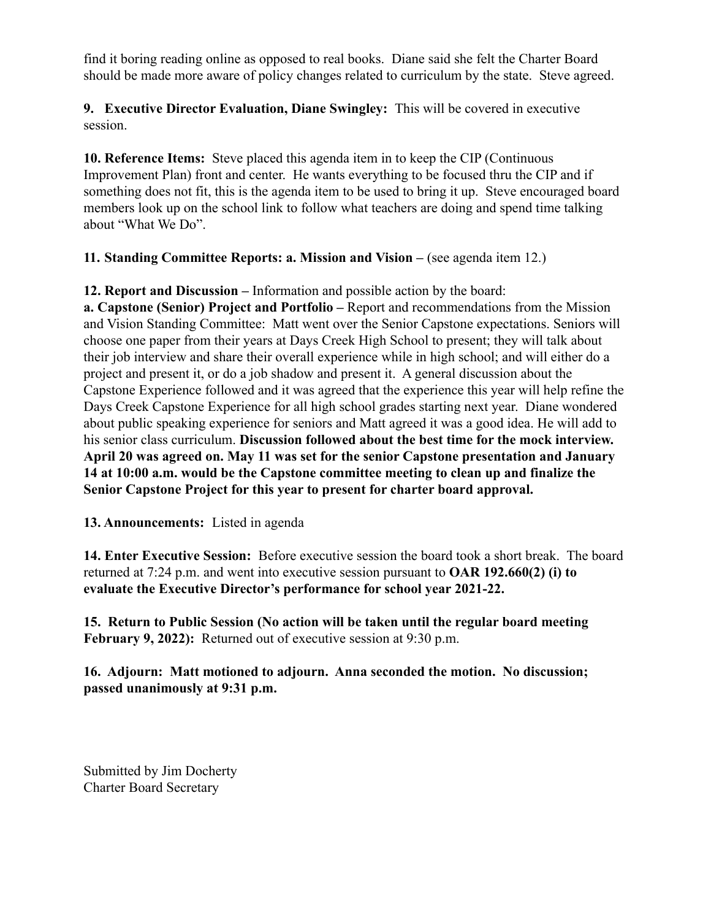find it boring reading online as opposed to real books. Diane said she felt the Charter Board should be made more aware of policy changes related to curriculum by the state. Steve agreed.

**9. Executive Director Evaluation, Diane Swingley:** This will be covered in executive session.

**10. Reference Items:** Steve placed this agenda item in to keep the CIP (Continuous Improvement Plan) front and center. He wants everything to be focused thru the CIP and if something does not fit, this is the agenda item to be used to bring it up. Steve encouraged board members look up on the school link to follow what teachers are doing and spend time talking about "What We Do".

**11. Standing Committee Reports: a. Mission and Vision –** (see agenda item 12.)

**12. Report and Discussion –** Information and possible action by the board:
**a. Capstone (Senior) Project and Portfolio –** Report and recommendations from the Mission and Vision Standing Committee: Matt went over the Senior Capstone expectations. Seniors will choose one paper from their years at Days Creek High School to present; they will talk about their job interview and share their overall experience while in high school; and will either do a project and present it, or do a job shadow and present it. A general discussion about the Capstone Experience followed and it was agreed that the experience this year will help refine the Days Creek Capstone Experience for all high school grades starting next year. Diane wondered about public speaking experience for seniors and Matt agreed it was a good idea. He will add to his senior class curriculum. **Discussion followed about the best time for the mock interview. April 20 was agreed on. May 11 was set for the senior Capstone presentation and January 14 at 10:00 a.m. would be the Capstone committee meeting to clean up and finalize the Senior Capstone Project for this year to present for charter board approval.**

**13. Announcements:** Listed in agenda

**14. Enter Executive Session:** Before executive session the board took a short break. The board returned at 7:24 p.m. and went into executive session pursuant to **OAR 192.660(2) (i) to evaluate the Executive Director's performance for school year 2021-22.**

**15. Return to Public Session (No action will be taken until the regular board meeting February 9, 2022):** Returned out of executive session at 9:30 p.m.

**16. Adjourn: Matt motioned to adjourn. Anna seconded the motion. No discussion; passed unanimously at 9:31 p.m.**

Submitted by Jim Docherty
Charter Board Secretary